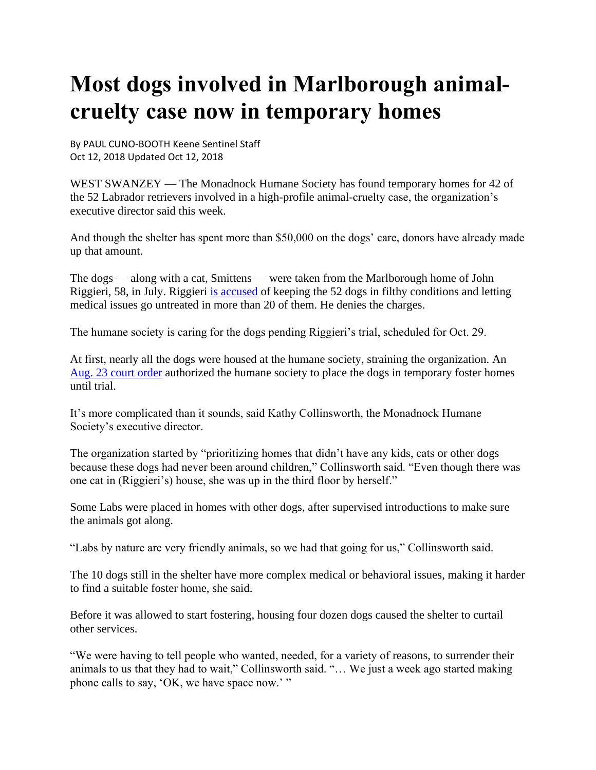# Most dogs involved in Marlborough animal-cruelty case now in temporary homes

By PAUL CUNO-BOOTH Keene Sentinel Staff
Oct 12, 2018 Updated Oct 12, 2018

WEST SWANZEY — The Monadnock Humane Society has found temporary homes for 42 of the 52 Labrador retrievers involved in a high-profile animal-cruelty case, the organization's executive director said this week.

And though the shelter has spent more than $50,000 on the dogs' care, donors have already made up that amount.

The dogs — along with a cat, Smittens — were taken from the Marlborough home of John Riggieri, 58, in July. Riggieri is accused of keeping the 52 dogs in filthy conditions and letting medical issues go untreated in more than 20 of them. He denies the charges.

The humane society is caring for the dogs pending Riggieri's trial, scheduled for Oct. 29.

At first, nearly all the dogs were housed at the humane society, straining the organization. An Aug. 23 court order authorized the humane society to place the dogs in temporary foster homes until trial.

It's more complicated than it sounds, said Kathy Collinsworth, the Monadnock Humane Society's executive director.

The organization started by "prioritizing homes that didn't have any kids, cats or other dogs because these dogs had never been around children," Collinsworth said. "Even though there was one cat in (Riggieri's) house, she was up in the third floor by herself."

Some Labs were placed in homes with other dogs, after supervised introductions to make sure the animals got along.

"Labs by nature are very friendly animals, so we had that going for us," Collinsworth said.

The 10 dogs still in the shelter have more complex medical or behavioral issues, making it harder to find a suitable foster home, she said.

Before it was allowed to start fostering, housing four dozen dogs caused the shelter to curtail other services.

"We were having to tell people who wanted, needed, for a variety of reasons, to surrender their animals to us that they had to wait," Collinsworth said. "… We just a week ago started making phone calls to say, 'OK, we have space now.' "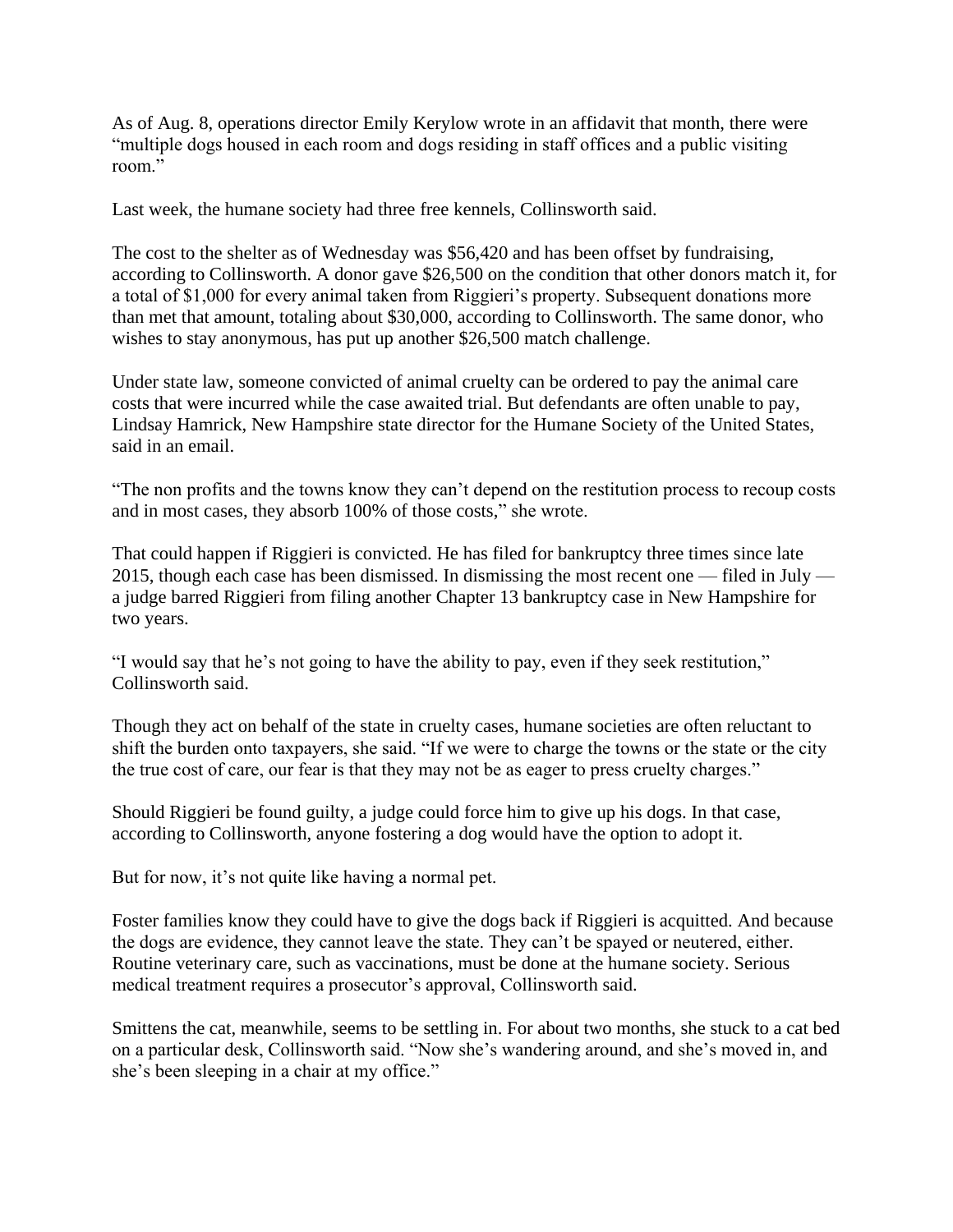As of Aug. 8, operations director Emily Kerylow wrote in an affidavit that month, there were "multiple dogs housed in each room and dogs residing in staff offices and a public visiting room."

Last week, the humane society had three free kennels, Collinsworth said.

The cost to the shelter as of Wednesday was $56,420 and has been offset by fundraising, according to Collinsworth. A donor gave $26,500 on the condition that other donors match it, for a total of $1,000 for every animal taken from Riggieri's property. Subsequent donations more than met that amount, totaling about $30,000, according to Collinsworth. The same donor, who wishes to stay anonymous, has put up another $26,500 match challenge.

Under state law, someone convicted of animal cruelty can be ordered to pay the animal care costs that were incurred while the case awaited trial. But defendants are often unable to pay, Lindsay Hamrick, New Hampshire state director for the Humane Society of the United States, said in an email.

"The non profits and the towns know they can't depend on the restitution process to recoup costs and in most cases, they absorb 100% of those costs," she wrote.

That could happen if Riggieri is convicted. He has filed for bankruptcy three times since late 2015, though each case has been dismissed. In dismissing the most recent one — filed in July — a judge barred Riggieri from filing another Chapter 13 bankruptcy case in New Hampshire for two years.

"I would say that he's not going to have the ability to pay, even if they seek restitution," Collinsworth said.

Though they act on behalf of the state in cruelty cases, humane societies are often reluctant to shift the burden onto taxpayers, she said. "If we were to charge the towns or the state or the city the true cost of care, our fear is that they may not be as eager to press cruelty charges."

Should Riggieri be found guilty, a judge could force him to give up his dogs. In that case, according to Collinsworth, anyone fostering a dog would have the option to adopt it.

But for now, it's not quite like having a normal pet.

Foster families know they could have to give the dogs back if Riggieri is acquitted. And because the dogs are evidence, they cannot leave the state. They can't be spayed or neutered, either. Routine veterinary care, such as vaccinations, must be done at the humane society. Serious medical treatment requires a prosecutor's approval, Collinsworth said.

Smittens the cat, meanwhile, seems to be settling in. For about two months, she stuck to a cat bed on a particular desk, Collinsworth said. "Now she's wandering around, and she's moved in, and she's been sleeping in a chair at my office."